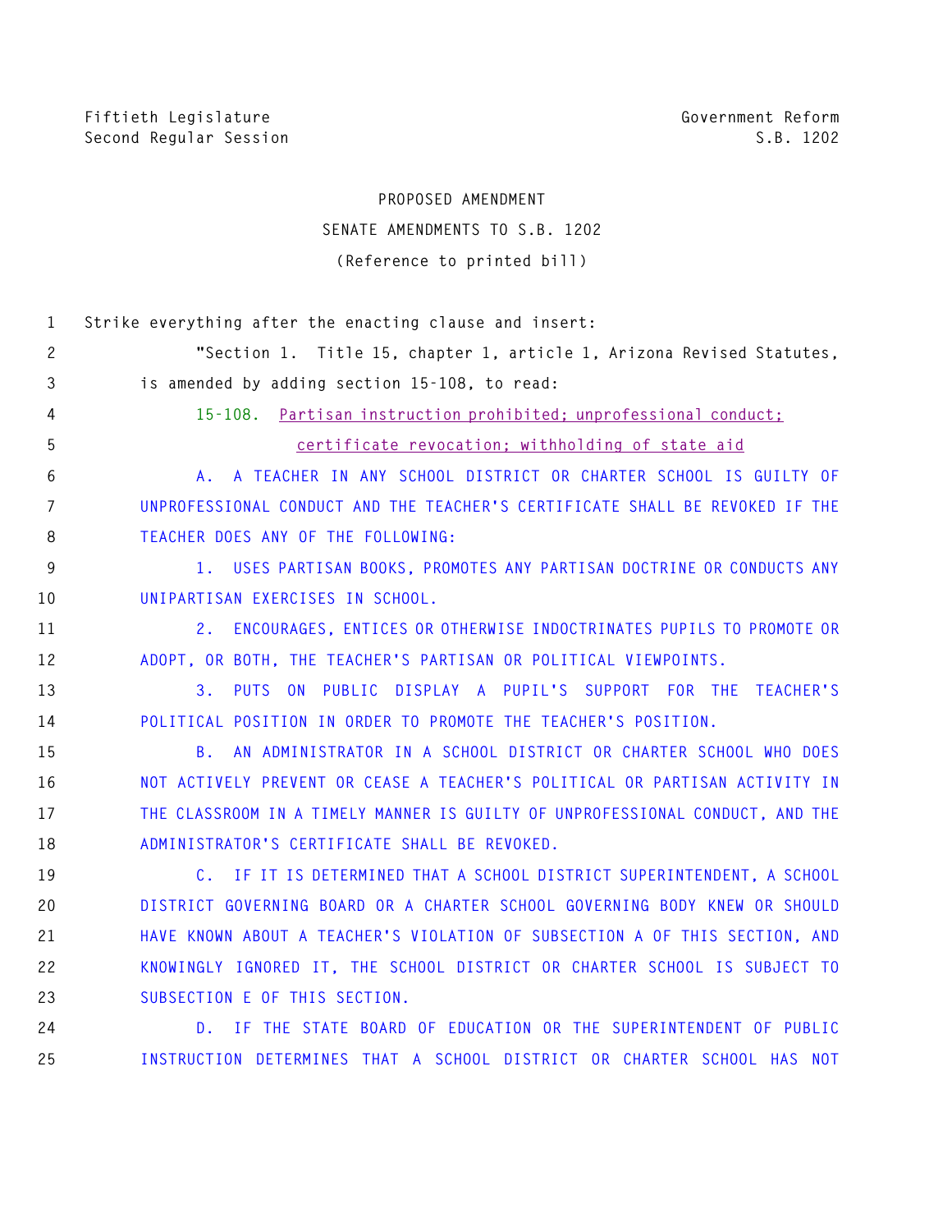Fiftieth Legislature
Second Regular Session

Government Reform
S.B. 1202

PROPOSED AMENDMENT

SENATE AMENDMENTS TO S.B. 1202

(Reference to printed bill)

Strike everything after the enacting clause and insert:

"Section 1. Title 15, chapter 1, article 1, Arizona Revised Statutes, is amended by adding section 15-108, to read:

15-108. Partisan instruction prohibited; unprofessional conduct; certificate revocation; withholding of state aid

A. A TEACHER IN ANY SCHOOL DISTRICT OR CHARTER SCHOOL IS GUILTY OF UNPROFESSIONAL CONDUCT AND THE TEACHER'S CERTIFICATE SHALL BE REVOKED IF THE TEACHER DOES ANY OF THE FOLLOWING:

1. USES PARTISAN BOOKS, PROMOTES ANY PARTISAN DOCTRINE OR CONDUCTS ANY UNIPARTISAN EXERCISES IN SCHOOL.

2. ENCOURAGES, ENTICES OR OTHERWISE INDOCTRINATES PUPILS TO PROMOTE OR ADOPT, OR BOTH, THE TEACHER'S PARTISAN OR POLITICAL VIEWPOINTS.

3. PUTS ON PUBLIC DISPLAY A PUPIL'S SUPPORT FOR THE TEACHER'S POLITICAL POSITION IN ORDER TO PROMOTE THE TEACHER'S POSITION.

B. AN ADMINISTRATOR IN A SCHOOL DISTRICT OR CHARTER SCHOOL WHO DOES NOT ACTIVELY PREVENT OR CEASE A TEACHER'S POLITICAL OR PARTISAN ACTIVITY IN THE CLASSROOM IN A TIMELY MANNER IS GUILTY OF UNPROFESSIONAL CONDUCT, AND THE ADMINISTRATOR'S CERTIFICATE SHALL BE REVOKED.

C. IF IT IS DETERMINED THAT A SCHOOL DISTRICT SUPERINTENDENT, A SCHOOL DISTRICT GOVERNING BOARD OR A CHARTER SCHOOL GOVERNING BODY KNEW OR SHOULD HAVE KNOWN ABOUT A TEACHER'S VIOLATION OF SUBSECTION A OF THIS SECTION, AND KNOWINGLY IGNORED IT, THE SCHOOL DISTRICT OR CHARTER SCHOOL IS SUBJECT TO SUBSECTION E OF THIS SECTION.

D. IF THE STATE BOARD OF EDUCATION OR THE SUPERINTENDENT OF PUBLIC INSTRUCTION DETERMINES THAT A SCHOOL DISTRICT OR CHARTER SCHOOL HAS NOT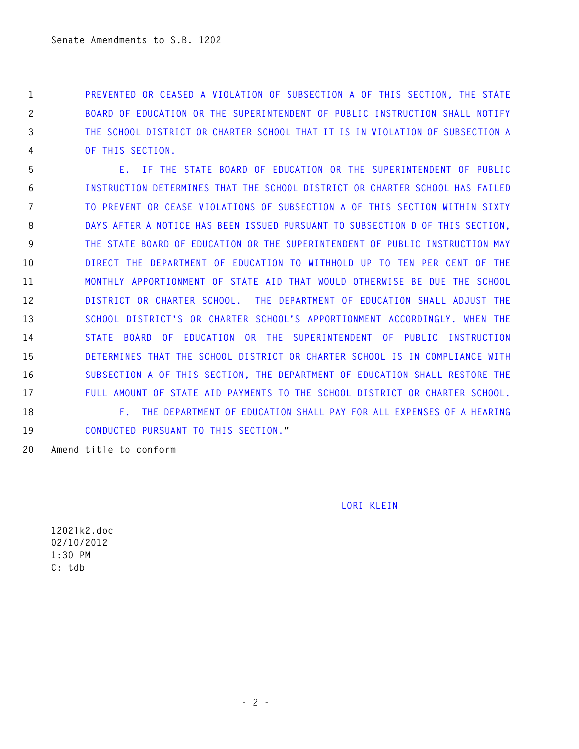Senate Amendments to S.B. 1202

PREVENTED OR CEASED A VIOLATION OF SUBSECTION A OF THIS SECTION, THE STATE BOARD OF EDUCATION OR THE SUPERINTENDENT OF PUBLIC INSTRUCTION SHALL NOTIFY THE SCHOOL DISTRICT OR CHARTER SCHOOL THAT IT IS IN VIOLATION OF SUBSECTION A OF THIS SECTION.

E. IF THE STATE BOARD OF EDUCATION OR THE SUPERINTENDENT OF PUBLIC INSTRUCTION DETERMINES THAT THE SCHOOL DISTRICT OR CHARTER SCHOOL HAS FAILED TO PREVENT OR CEASE VIOLATIONS OF SUBSECTION A OF THIS SECTION WITHIN SIXTY DAYS AFTER A NOTICE HAS BEEN ISSUED PURSUANT TO SUBSECTION D OF THIS SECTION, THE STATE BOARD OF EDUCATION OR THE SUPERINTENDENT OF PUBLIC INSTRUCTION MAY DIRECT THE DEPARTMENT OF EDUCATION TO WITHHOLD UP TO TEN PER CENT OF THE MONTHLY APPORTIONMENT OF STATE AID THAT WOULD OTHERWISE BE DUE THE SCHOOL DISTRICT OR CHARTER SCHOOL. THE DEPARTMENT OF EDUCATION SHALL ADJUST THE SCHOOL DISTRICT'S OR CHARTER SCHOOL'S APPORTIONMENT ACCORDINGLY. WHEN THE STATE BOARD OF EDUCATION OR THE SUPERINTENDENT OF PUBLIC INSTRUCTION DETERMINES THAT THE SCHOOL DISTRICT OR CHARTER SCHOOL IS IN COMPLIANCE WITH SUBSECTION A OF THIS SECTION, THE DEPARTMENT OF EDUCATION SHALL RESTORE THE FULL AMOUNT OF STATE AID PAYMENTS TO THE SCHOOL DISTRICT OR CHARTER SCHOOL.

F. THE DEPARTMENT OF EDUCATION SHALL PAY FOR ALL EXPENSES OF A HEARING CONDUCTED PURSUANT TO THIS SECTION."

Amend title to conform

LORI KLEIN

1202lk2.doc
02/10/2012
1:30 PM
C: tdb